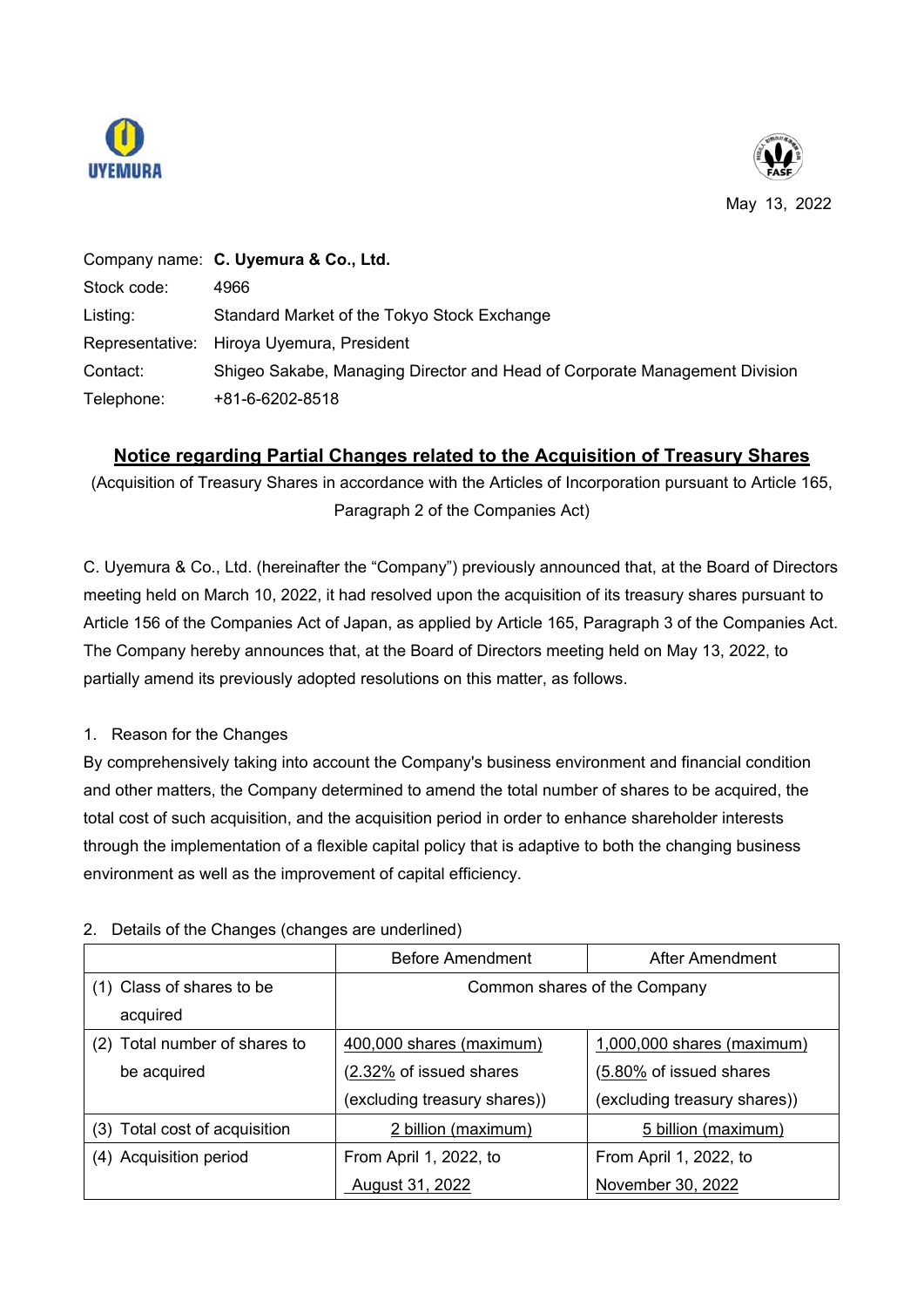May 13, 2022

Company name: **C. Uyemura & Co., Ltd.**
Stock code: 4966
Listing: Standard Market of the Tokyo Stock Exchange
Representative: Hiroya Uyemura, President
Contact: Shigeo Sakabe, Managing Director and Head of Corporate Management Division
Telephone: +81-6-6202-8518

# Notice regarding Partial Changes related to the Acquisition of Treasury Shares

(Acquisition of Treasury Shares in accordance with the Articles of Incorporation pursuant to Article 165, Paragraph 2 of the Companies Act)

C. Uyemura & Co., Ltd. (hereinafter the "Company") previously announced that, at the Board of Directors meeting held on March 10, 2022, it had resolved upon the acquisition of its treasury shares pursuant to Article 156 of the Companies Act of Japan, as applied by Article 165, Paragraph 3 of the Companies Act. The Company hereby announces that, at the Board of Directors meeting held on May 13, 2022, to partially amend its previously adopted resolutions on this matter, as follows.

1. Reason for the Changes

By comprehensively taking into account the Company's business environment and financial condition and other matters, the Company determined to amend the total number of shares to be acquired, the total cost of such acquisition, and the acquisition period in order to enhance shareholder interests through the implementation of a flexible capital policy that is adaptive to both the changing business environment as well as the improvement of capital efficiency.

2. Details of the Changes (changes are underlined)

| | Before Amendment | After Amendment |
|---|---|---|
| (1) Class of shares to be acquired | Common shares of the Company | |
| (2) Total number of shares to be acquired | <u>400,000 shares (maximum)</u> (<u>2.32%</u> of issued shares (excluding treasury shares)) | <u>1,000,000 shares (maximum)</u> (<u>5.80%</u> of issued shares (excluding treasury shares)) |
| (3) Total cost of acquisition | <u>2 billion (maximum)</u> | <u>5 billion (maximum)</u> |
| (4) Acquisition period | From April 1, 2022, to <u>August 31, 2022</u> | From April 1, 2022, to <u>November 30, 2022</u> |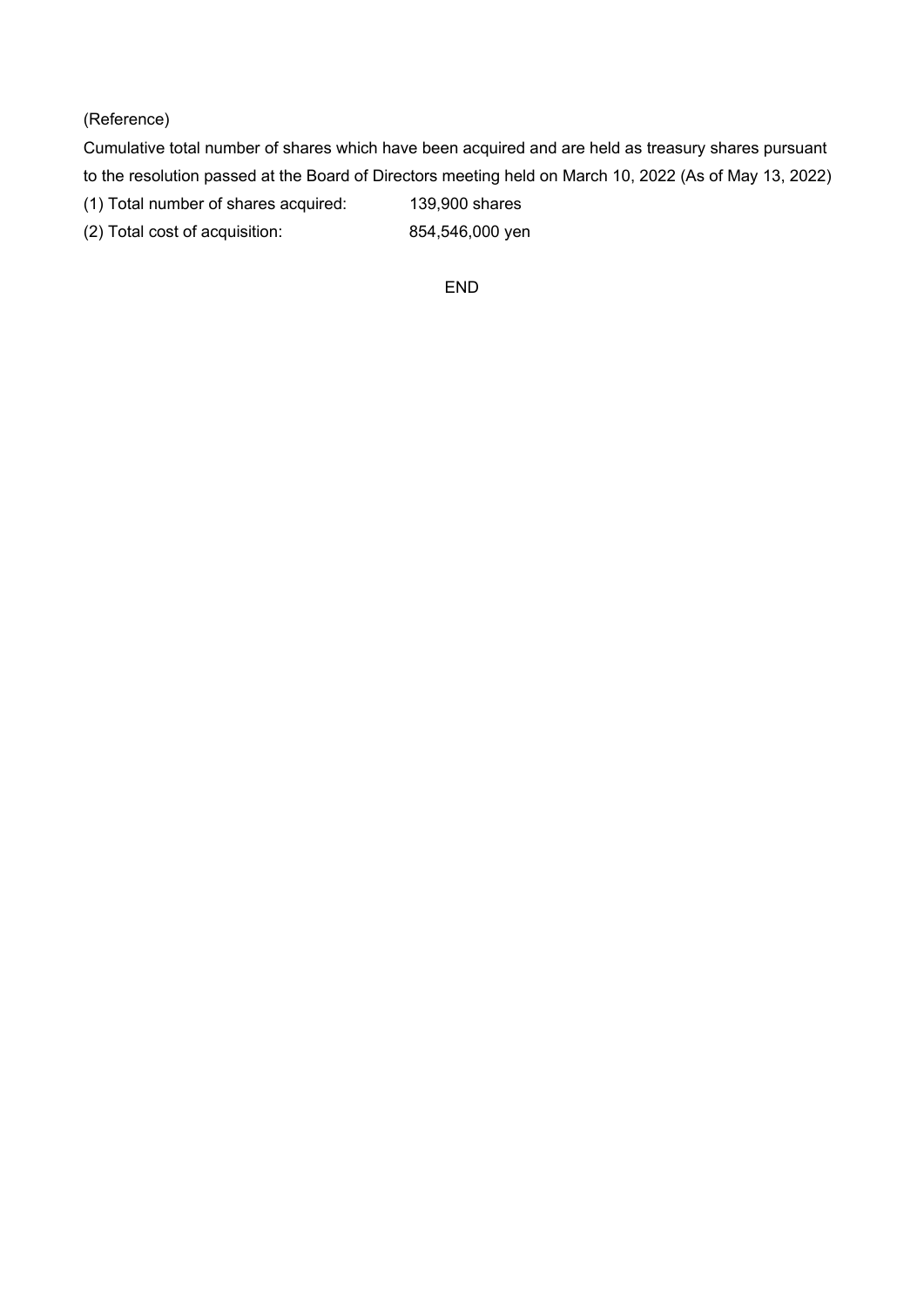(Reference)

Cumulative total number of shares which have been acquired and are held as treasury shares pursuant to the resolution passed at the Board of Directors meeting held on March 10, 2022 (As of May 13, 2022)

(1) Total number of shares acquired: 139,900 shares

(2) Total cost of acquisition: 854,546,000 yen

END